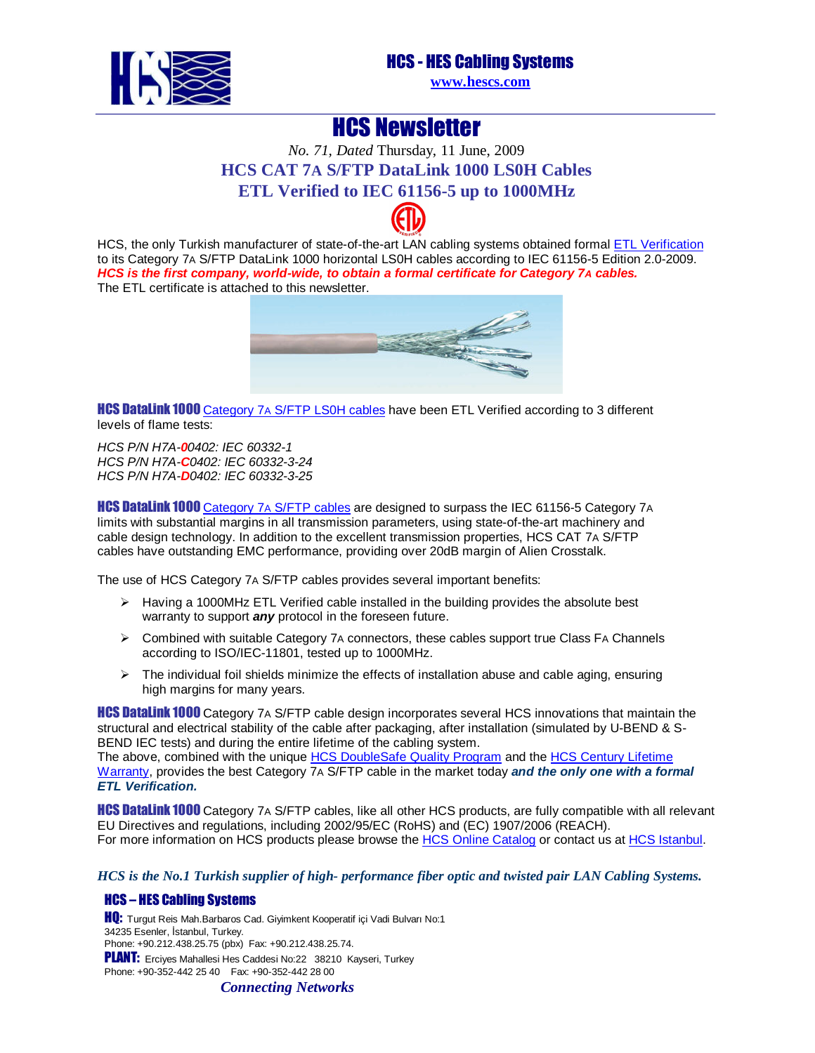# HCS - HES Cabling Systems

www.hescs.com

# HCS Newsletter

*No. 71, Dated* Thursday, 11 June, 2009

## HCS CAT 7A S/FTP DataLink 1000 LS0H Cables
## ETL Verified to IEC 61156-5 up to 1000MHz

HCS, the only Turkish manufacturer of state-of-the-art LAN cabling systems obtained formal ETL Verification to its Category 7A S/FTP DataLink 1000 horizontal LS0H cables according to IEC 61156-5 Edition 2.0-2009. ***HCS is the first company, world-wide, to obtain a formal certificate for Category 7A cables.***
The ETL certificate is attached to this newsletter.

**HCS DataLink 1000** Category 7A S/FTP LS0H cables have been ETL Verified according to 3 different levels of flame tests:

*HCS P/N H7A-**0**0402: IEC 60332-1*
*HCS P/N H7A-**C**0402: IEC 60332-3-24*
*HCS P/N H7A-**D**0402: IEC 60332-3-25*

**HCS DataLink 1000** Category 7A S/FTP cables are designed to surpass the IEC 61156-5 Category 7A limits with substantial margins in all transmission parameters, using state-of-the-art machinery and cable design technology. In addition to the excellent transmission properties, HCS CAT 7A S/FTP cables have outstanding EMC performance, providing over 20dB margin of Alien Crosstalk.

The use of HCS Category 7A S/FTP cables provides several important benefits:

- Having a 1000MHz ETL Verified cable installed in the building provides the absolute best warranty to support ***any*** protocol in the foreseen future.
- Combined with suitable Category 7A connectors, these cables support true Class FA Channels according to ISO/IEC-11801, tested up to 1000MHz.
- The individual foil shields minimize the effects of installation abuse and cable aging, ensuring high margins for many years.

**HCS DataLink 1000** Category 7A S/FTP cable design incorporates several HCS innovations that maintain the structural and electrical stability of the cable after packaging, after installation (simulated by U-BEND & S-BEND IEC tests) and during the entire lifetime of the cabling system.
The above, combined with the unique HCS DoubleSafe Quality Program and the HCS Century Lifetime Warranty, provides the best Category 7A S/FTP cable in the market today ***and the only one with a formal ETL Verification.***

**HCS DataLink 1000** Category 7A S/FTP cables, like all other HCS products, are fully compatible with all relevant EU Directives and regulations, including 2002/95/EC (RoHS) and (EC) 1907/2006 (REACH).
For more information on HCS products please browse the HCS Online Catalog or contact us at HCS Istanbul.

***HCS is the No.1 Turkish supplier of high- performance fiber optic and twisted pair LAN Cabling Systems.***

**HCS – HES Cabling Systems**

**HQ:** Turgut Reis Mah.Barbaros Cad. Giyimkent Kooperatif içi Vadi Bulvarı No:1
34235 Esenler, İstanbul, Turkey.
Phone: +90.212.438.25.75 (pbx) Fax: +90.212.438.25.74.

**PLANT:** Erciyes Mahallesi Hes Caddesi No:22 38210 Kayseri, Turkey
Phone: +90-352-442 25 40 Fax: +90-352-442 28 00

***Connecting Networks***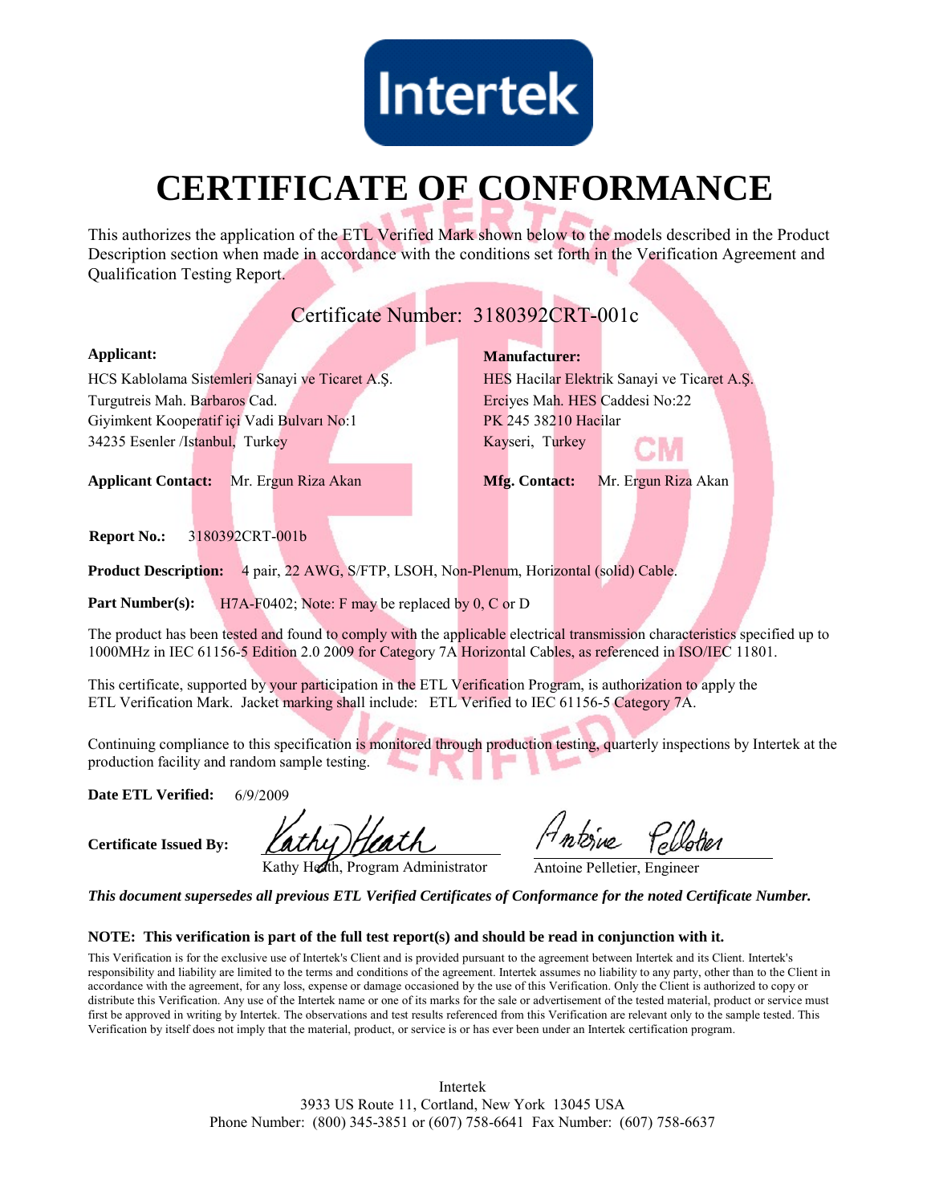Intertek

# CERTIFICATE OF CONFORMANCE

This authorizes the application of the ETL Verified Mark shown below to the models described in the Product Description section when made in accordance with the conditions set forth in the Verification Agreement and Qualification Testing Report.

## Certificate Number: 3180392CRT-001c

**Applicant:**
HCS Kablolama Sistemleri Sanayi ve Ticaret A.Ş.
Turgutreis Mah. Barbaros Cad.
Giyimkent Kooperatif içi Vadi Bulvarı No:1
34235 Esenler /Istanbul, Turkey

**Applicant Contact:** Mr. Ergun Riza Akan

**Manufacturer:**
HES Hacilar Elektrik Sanayi ve Ticaret A.Ş.
Erciyes Mah. HES Caddesi No:22
PK 245 38210 Hacilar
Kayseri, Turkey

**Mfg. Contact:** Mr. Ergun Riza Akan

**Report No.:** 3180392CRT-001b

**Product Description:** 4 pair, 22 AWG, S/FTP, LSOH, Non-Plenum, Horizontal (solid) Cable.

**Part Number(s):** H7A-F0402; Note: F may be replaced by 0, C or D

The product has been tested and found to comply with the applicable electrical transmission characteristics specified up to 1000MHz in IEC 61156-5 Edition 2.0 2009 for Category 7A Horizontal Cables, as referenced in ISO/IEC 11801.

This certificate, supported by your participation in the ETL Verification Program, is authorization to apply the ETL Verification Mark. Jacket marking shall include: ETL Verified to IEC 61156-5 Category 7A.

Continuing compliance to this specification is monitored through production testing, quarterly inspections by Intertek at the production facility and random sample testing.

**Date ETL Verified:** 6/9/2009

**Certificate Issued By:**

Kathy Heath, Program Administrator

Antoine Pelletier, Engineer

***This document supersedes all previous ETL Verified Certificates of Conformance for the noted Certificate Number.***

**NOTE: This verification is part of the full test report(s) and should be read in conjunction with it.**

This Verification is for the exclusive use of Intertek's Client and is provided pursuant to the agreement between Intertek and its Client. Intertek's responsibility and liability are limited to the terms and conditions of the agreement. Intertek assumes no liability to any party, other than to the Client in accordance with the agreement, for any loss, expense or damage occasioned by the use of this Verification. Only the Client is authorized to copy or distribute this Verification. Any use of the Intertek name or one of its marks for the sale or advertisement of the tested material, product or service must first be approved in writing by Intertek. The observations and test results referenced from this Verification are relevant only to the sample tested. This Verification by itself does not imply that the material, product, or service is or has ever been under an Intertek certification program.

Intertek
3933 US Route 11, Cortland, New York 13045 USA
Phone Number: (800) 345-3851 or (607) 758-6641 Fax Number: (607) 758-6637